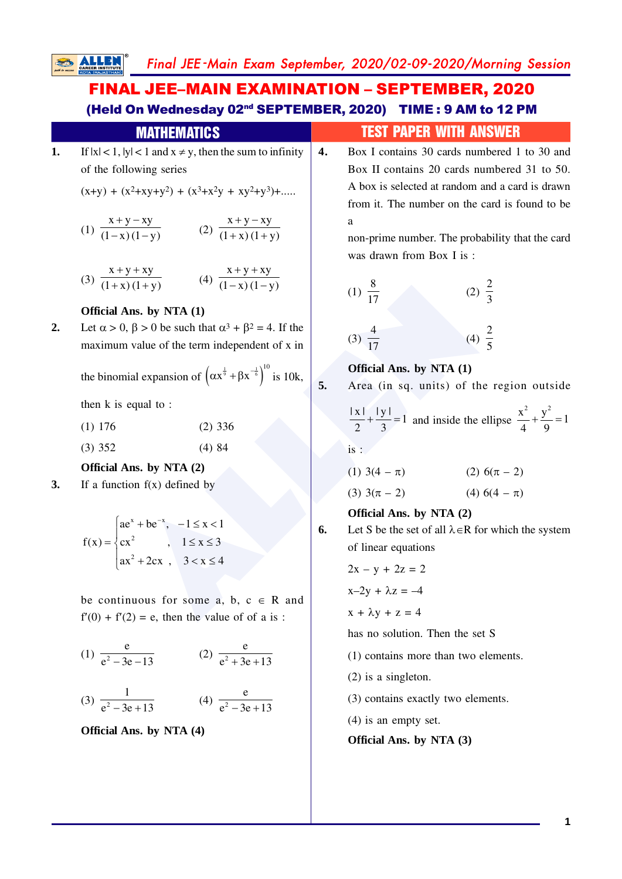# FINAL JEE–MAIN EXAMINATION – SEPTEMBER, 2020

**(Held On Wednesday 02nd SEPTEMBER, 2020) TIME : 9 AM to 12 PM**

## MATHEMATICS — TEST PAPER WITH ANSWER

**1.** If $|x| < 1$, $|y| < 1$ and $x \neq y$, then the sum to infinity of the following series

$(x+y) + (x^2+xy+y^2) + (x^3+x^2y + xy^2+y^3)+.....$

(1) $\dfrac{x+y-xy}{(1-x)(1-y)}$ (2) $\dfrac{x+y-xy}{(1+x)(1+y)}$

(3) $\dfrac{x+y+xy}{(1+x)(1+y)}$ (4) $\dfrac{x+y+xy}{(1-x)(1-y)}$

**Official Ans. by NTA (1)**

**2.** Let $\alpha > 0$, $\beta > 0$ be such that $\alpha^3 + \beta^2 = 4$. If the maximum value of the term independent of x in the binomial expansion of $\left(\alpha x^{\frac{1}{9}} + \beta x^{-\frac{1}{6}}\right)^{10}$ is 10k, then k is equal to :

(1) 176 (2) 336

(3) 352 (4) 84

**Official Ans. by NTA (2)**

**3.** If a function f(x) defined by

$$f(x) = \begin{cases} ae^x + be^{-x}, & -1 \le x < 1 \\ cx^2, & 1 \le x \le 3 \\ ax^2 + 2cx, & 3 < x \le 4 \end{cases}$$

be continuous for some $a, b, c \in R$ and $f'(0) + f'(2) = e$, then the value of of a is :

(1) $\dfrac{e}{e^2-3e-13}$ (2) $\dfrac{e}{e^2+3e+13}$

(3) $\dfrac{1}{e^2-3e+13}$ (4) $\dfrac{e}{e^2-3e+13}$

**Official Ans. by NTA (4)**

**4.** Box I contains 30 cards numbered 1 to 30 and Box II contains 20 cards numbered 31 to 50. A box is selected at random and a card is drawn from it. The number on the card is found to be a non-prime number. The probability that the card was drawn from Box I is :

(1) $\dfrac{8}{17}$ (2) $\dfrac{2}{3}$

(3) $\dfrac{4}{17}$ (4) $\dfrac{2}{5}$

**Official Ans. by NTA (1)**

**5.** Area (in sq. units) of the region outside $\dfrac{|x|}{2}+\dfrac{|y|}{3}=1$ and inside the ellipse $\dfrac{x^2}{4}+\dfrac{y^2}{9}=1$ is :

(1) $3(4 - \pi)$ (2) $6(\pi - 2)$

(3) $3(\pi - 2)$ (4) $6(4 - \pi)$

**Official Ans. by NTA (2)**

**6.** Let S be the set of all $\lambda \in R$ for which the system of linear equations

$2x - y + 2z = 2$

$x-2y + \lambda z = -4$

$x + \lambda y + z = 4$

has no solution. Then the set S

(1) contains more than two elements.

(2) is a singleton.

(3) contains exactly two elements.

(4) is an empty set.

**Official Ans. by NTA (3)**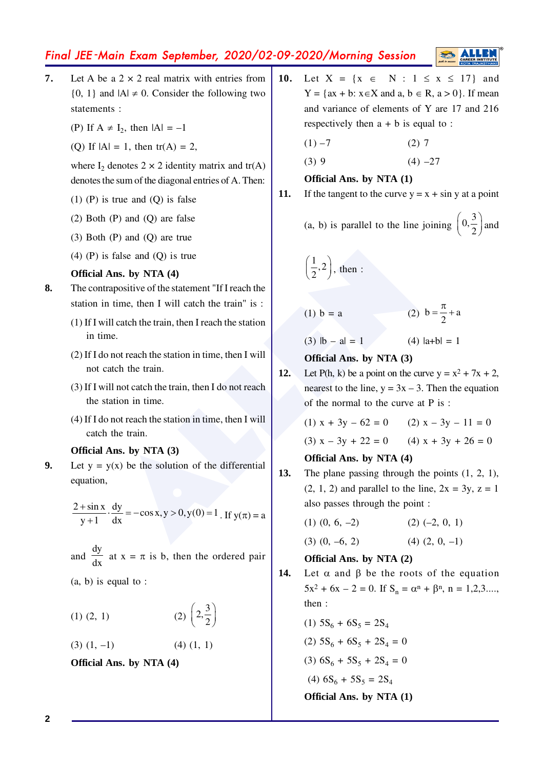**7.** Let A be a 2 × 2 real matrix with entries from {0, 1} and $|A| \neq 0$. Consider the following two statements :

(P) If $A \neq I_2$, then $|A| = -1$

(Q) If $|A| = 1$, then $tr(A) = 2$,

where $I_2$ denotes 2 × 2 identity matrix and tr(A) denotes the sum of the diagonal entries of A. Then:

(1) (P) is true and (Q) is false

(2) Both (P) and (Q) are false

(3) Both (P) and (Q) are true

(4) (P) is false and (Q) is true

**Official Ans. by NTA (4)**

**8.** The contrapositive of the statement "If I reach the station in time, then I will catch the train" is :

(1) If I will catch the train, then I reach the station in time.

(2) If I do not reach the station in time, then I will not catch the train.

(3) If I will not catch the train, then I do not reach the station in time.

(4) If I do not reach the station in time, then I will catch the train.

**Official Ans. by NTA (3)**

**9.** Let y = y(x) be the solution of the differential equation,

$$\frac{2+\sin x}{y+1}\cdot\frac{dy}{dx} = -\cos x, y > 0, y(0) = 1$$. If $y(\pi) = a$

and $\frac{dy}{dx}$ at $x = \pi$ is b, then the ordered pair (a, b) is equal to :

(1) (2, 1)

(2) $\left(2, \frac{3}{2}\right)$

(3) (1, –1)

(4) (1, 1)

**Official Ans. by NTA (4)**

**10.** Let $X = \{x \in N : 1 \leq x \leq 17\}$ and $Y = \{ax + b : x \in X \text{ and } a, b \in R, a > 0\}$. If mean and variance of elements of Y are 17 and 216 respectively then a + b is equal to :

(1) –7

(2) 7

(3) 9

(4) –27

**Official Ans. by NTA (1)**

**11.** If the tangent to the curve y = x + sin y at a point (a, b) is parallel to the line joining $\left(0, \frac{3}{2}\right)$ and $\left(\frac{1}{2}, 2\right)$, then :

(1) b = a

(2) $b = \frac{\pi}{2} + a$

(3) $|b - a| = 1$

(4) $|a+b| = 1$

**Official Ans. by NTA (3)**

**12.** Let P(h, k) be a point on the curve $y = x^2 + 7x + 2$, nearest to the line, y = 3x – 3. Then the equation of the normal to the curve at P is :

(1) x + 3y – 62 = 0

(2) x – 3y – 11 = 0

(3) x – 3y + 22 = 0

(4) x + 3y + 26 = 0

**Official Ans. by NTA (4)**

**13.** The plane passing through the points (1, 2, 1), (2, 1, 2) and parallel to the line, 2x = 3y, z = 1 also passes through the point :

(1) (0, 6, –2)

(2) (–2, 0, 1)

(3) (0, –6, 2)

(4) (2, 0, –1)

**Official Ans. by NTA (2)**

**14.** Let α and β be the roots of the equation $5x^2 + 6x - 2 = 0$. If $S_n = \alpha^n + \beta^n$, n = 1,2,3...., then :

(1) $5S_6 + 6S_5 = 2S_4$

(2) $5S_6 + 6S_5 + 2S_4 = 0$

(3) $6S_6 + 5S_5 + 2S_4 = 0$

(4) $6S_6 + 5S_5 = 2S_4$

**Official Ans. by NTA (1)**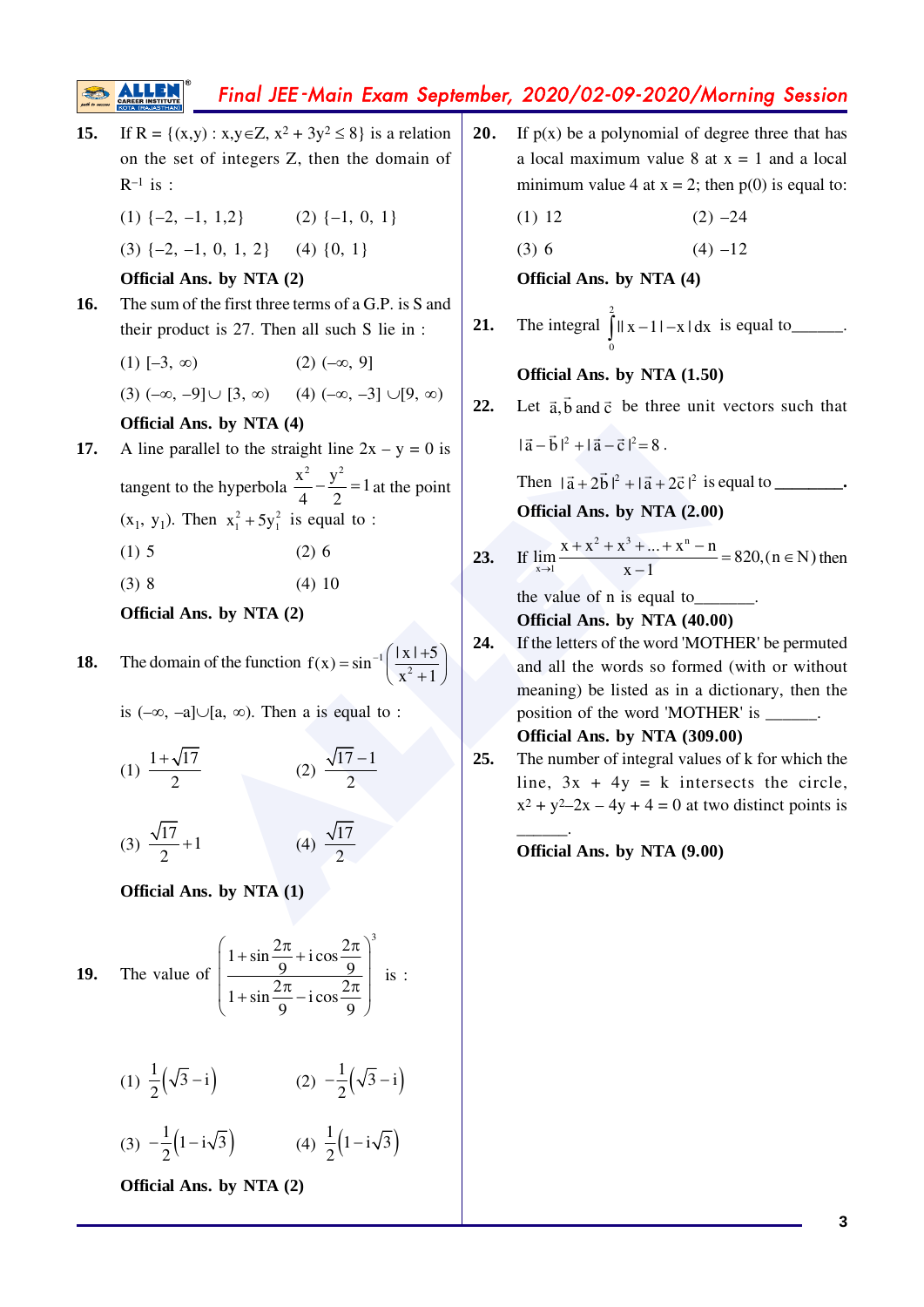**15.** If R = {(x,y) : x,y∈Z, $x^2 + 3y^2 \le 8$} is a relation on the set of integers Z, then the domain of $R^{-1}$ is :

(1) {–2, –1, 1,2}   (2) {–1, 0, 1}

(3) {–2, –1, 0, 1, 2}   (4) {0, 1}

**Official Ans. by NTA (2)**

**16.** The sum of the first three terms of a G.P. is S and their product is 27. Then all such S lie in :

(1) [–3, ∞)   (2) (–∞, 9]

(3) (–∞, –9]∪ [3, ∞)   (4) (–∞, –3] ∪[9, ∞)

**Official Ans. by NTA (4)**

**17.** A line parallel to the straight line 2x – y = 0 is tangent to the hyperbola $\frac{x^2}{4}-\frac{y^2}{2}=1$ at the point $(x_1, y_1)$. Then $x_1^2+5y_1^2$ is equal to :

(1) 5   (2) 6

(3) 8   (4) 10

**Official Ans. by NTA (2)**

**18.** The domain of the function $f(x)=\sin^{-1}\left(\frac{|x|+5}{x^2+1}\right)$ is (–∞, –a]∪[a, ∞). Then a is equal to :

(1) $\frac{1+\sqrt{17}}{2}$   (2) $\frac{\sqrt{17}-1}{2}$

(3) $\frac{\sqrt{17}}{2}+1$   (4) $\frac{\sqrt{17}}{2}$

**Official Ans. by NTA (1)**

**19.** The value of $\left(\frac{1+\sin\frac{2\pi}{9}+i\cos\frac{2\pi}{9}}{1+\sin\frac{2\pi}{9}-i\cos\frac{2\pi}{9}}\right)^3$ is :

(1) $\frac{1}{2}\left(\sqrt{3}-i\right)$   (2) $-\frac{1}{2}\left(\sqrt{3}-i\right)$

(3) $-\frac{1}{2}\left(1-i\sqrt{3}\right)$   (4) $\frac{1}{2}\left(1-i\sqrt{3}\right)$

**Official Ans. by NTA (2)**

**20.** If p(x) be a polynomial of degree three that has a local maximum value 8 at x = 1 and a local minimum value 4 at x = 2; then p(0) is equal to:

(1) 12   (2) –24

(3) 6   (4) –12

**Official Ans. by NTA (4)**

**21.** The integral $\int_0^2 \left||x-1|-x\right|dx$ is equal to______.

**Official Ans. by NTA (1.50)**

**22.** Let $\vec{a}, \vec{b}$ and $\vec{c}$ be three unit vectors such that $|\vec{a}-\vec{b}|^2+|\vec{a}-\vec{c}|^2=8$.

Then $|\vec{a}+2\vec{b}|^2+|\vec{a}+2\vec{c}|^2$ is equal to ________.

**Official Ans. by NTA (2.00)**

**23.** If $\lim\limits_{x\to 1}\frac{x+x^2+x^3+...+x^n-n}{x-1}=820, (n\in N)$ then the value of n is equal to_______.

**Official Ans. by NTA (40.00)**

**24.** If the letters of the word 'MOTHER' be permuted and all the words so formed (with or without meaning) be listed as in a dictionary, then the position of the word 'MOTHER' is ______.

**Official Ans. by NTA (309.00)**

**25.** The number of integral values of k for which the line, 3x + 4y = k intersects the circle, $x^2 + y^2 - 2x - 4y + 4 = 0$ at two distinct points is ______.

**Official Ans. by NTA (9.00)**